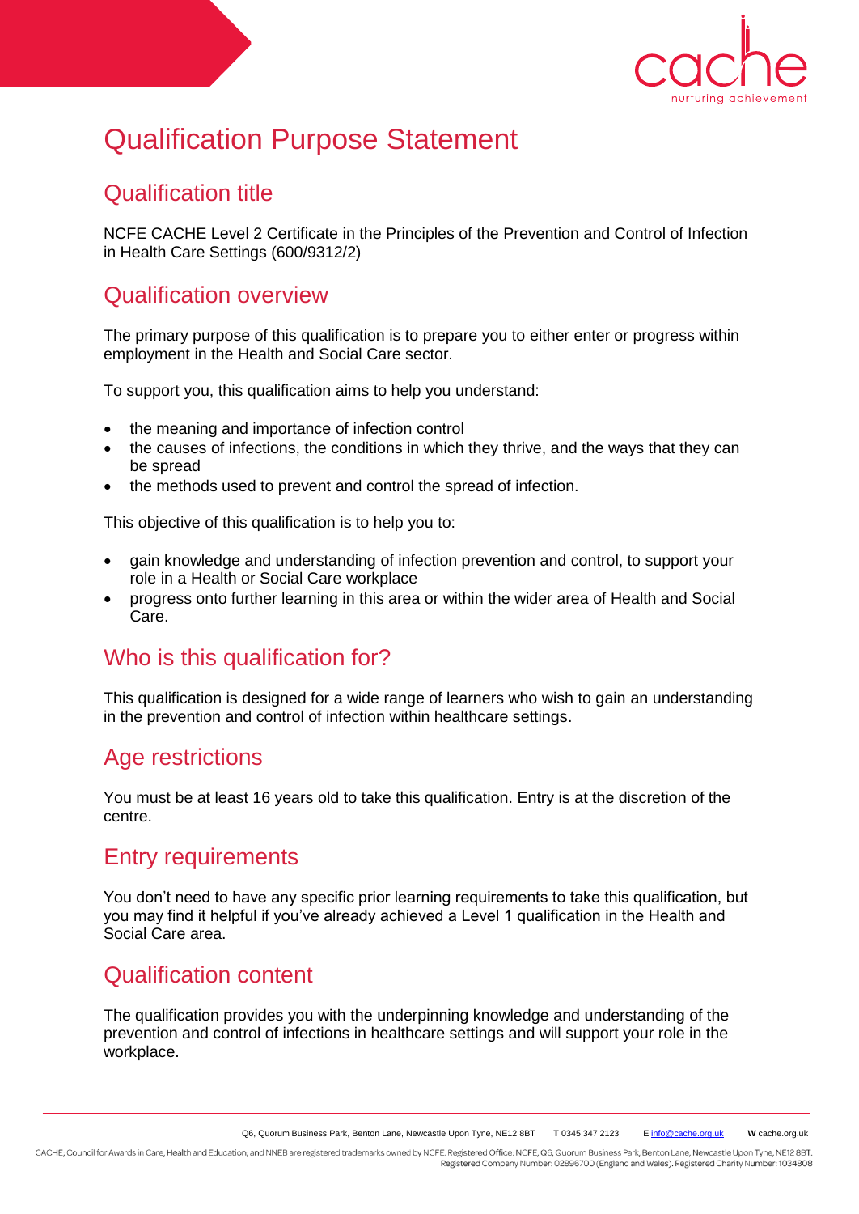# Qualification Purpose Statement

## Qualification title

NCFE CACHE Level 2 Certificate in the Principles of the Prevention and Control of Infection in Health Care Settings (600/9312/2)

## Qualification overview

The primary purpose of this qualification is to prepare you to either enter or progress within employment in the Health and Social Care sector.

To support you, this qualification aims to help you understand:

- the meaning and importance of infection control
- the causes of infections, the conditions in which they thrive, and the ways that they can be spread
- the methods used to prevent and control the spread of infection.

This objective of this qualification is to help you to:

- gain knowledge and understanding of infection prevention and control, to support your role in a Health or Social Care workplace
- progress onto further learning in this area or within the wider area of Health and Social Care.

## Who is this qualification for?

This qualification is designed for a wide range of learners who wish to gain an understanding in the prevention and control of infection within healthcare settings.

## Age restrictions

You must be at least 16 years old to take this qualification. Entry is at the discretion of the centre.

## Entry requirements

You don't need to have any specific prior learning requirements to take this qualification, but you may find it helpful if you've already achieved a Level 1 qualification in the Health and Social Care area.

## Qualification content

The qualification provides you with the underpinning knowledge and understanding of the prevention and control of infections in healthcare settings and will support your role in the workplace.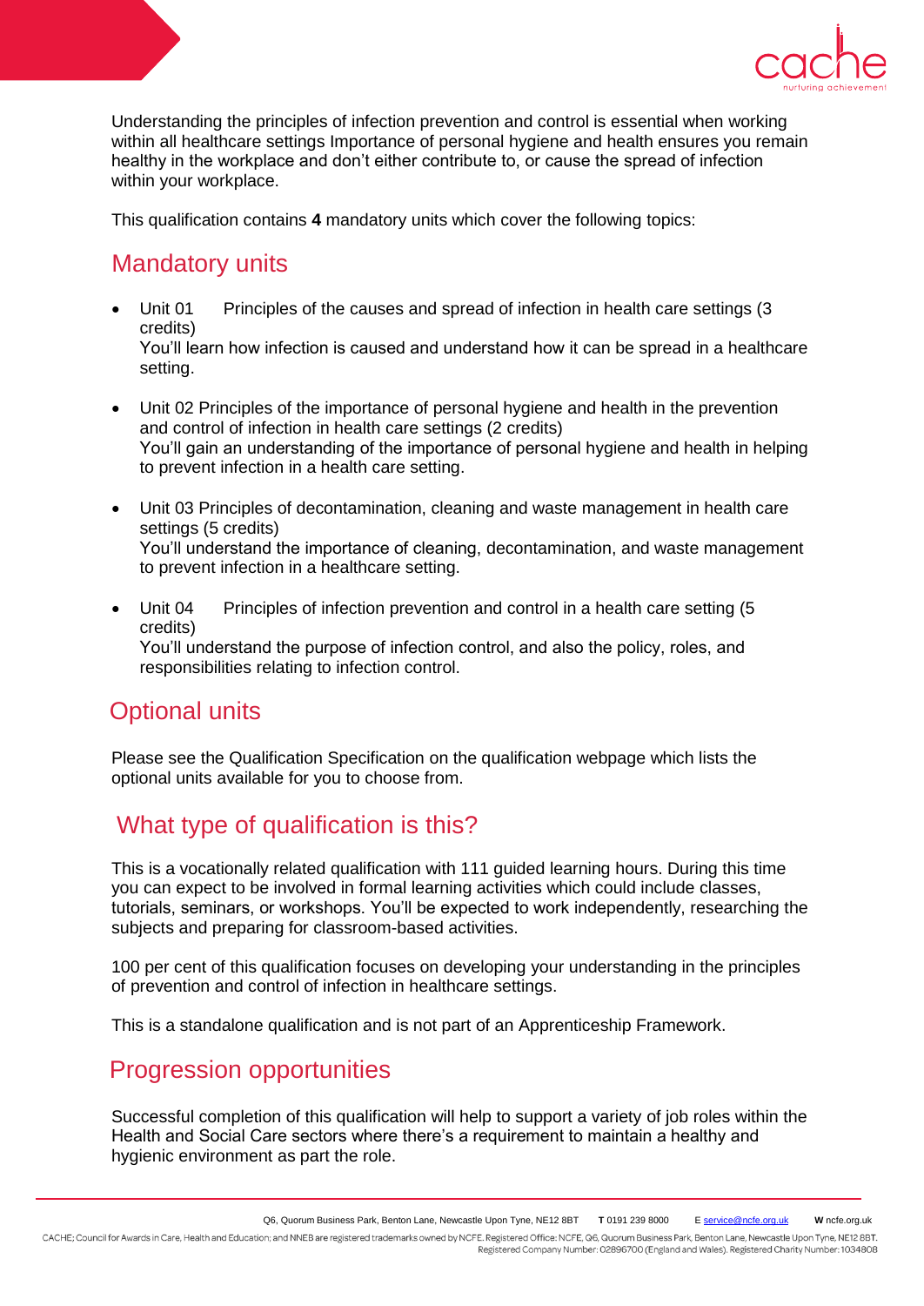Understanding the principles of infection prevention and control is essential when working within all healthcare settings Importance of personal hygiene and health ensures you remain healthy in the workplace and don't either contribute to, or cause the spread of infection within your workplace.

This qualification contains **4** mandatory units which cover the following topics:

## Mandatory units

- Unit 01 Principles of the causes and spread of infection in health care settings (3 credits)
  You'll learn how infection is caused and understand how it can be spread in a healthcare setting.

- Unit 02 Principles of the importance of personal hygiene and health in the prevention and control of infection in health care settings (2 credits)
  You'll gain an understanding of the importance of personal hygiene and health in helping to prevent infection in a health care setting.

- Unit 03 Principles of decontamination, cleaning and waste management in health care settings (5 credits)
  You'll understand the importance of cleaning, decontamination, and waste management to prevent infection in a healthcare setting.

- Unit 04 Principles of infection prevention and control in a health care setting (5 credits)
  You'll understand the purpose of infection control, and also the policy, roles, and responsibilities relating to infection control.

## Optional units

Please see the Qualification Specification on the qualification webpage which lists the optional units available for you to choose from.

## What type of qualification is this?

This is a vocationally related qualification with 111 guided learning hours. During this time you can expect to be involved in formal learning activities which could include classes, tutorials, seminars, or workshops. You'll be expected to work independently, researching the subjects and preparing for classroom-based activities.

100 per cent of this qualification focuses on developing your understanding in the principles of prevention and control of infection in healthcare settings.

This is a standalone qualification and is not part of an Apprenticeship Framework.

## Progression opportunities

Successful completion of this qualification will help to support a variety of job roles within the Health and Social Care sectors where there's a requirement to maintain a healthy and hygienic environment as part the role.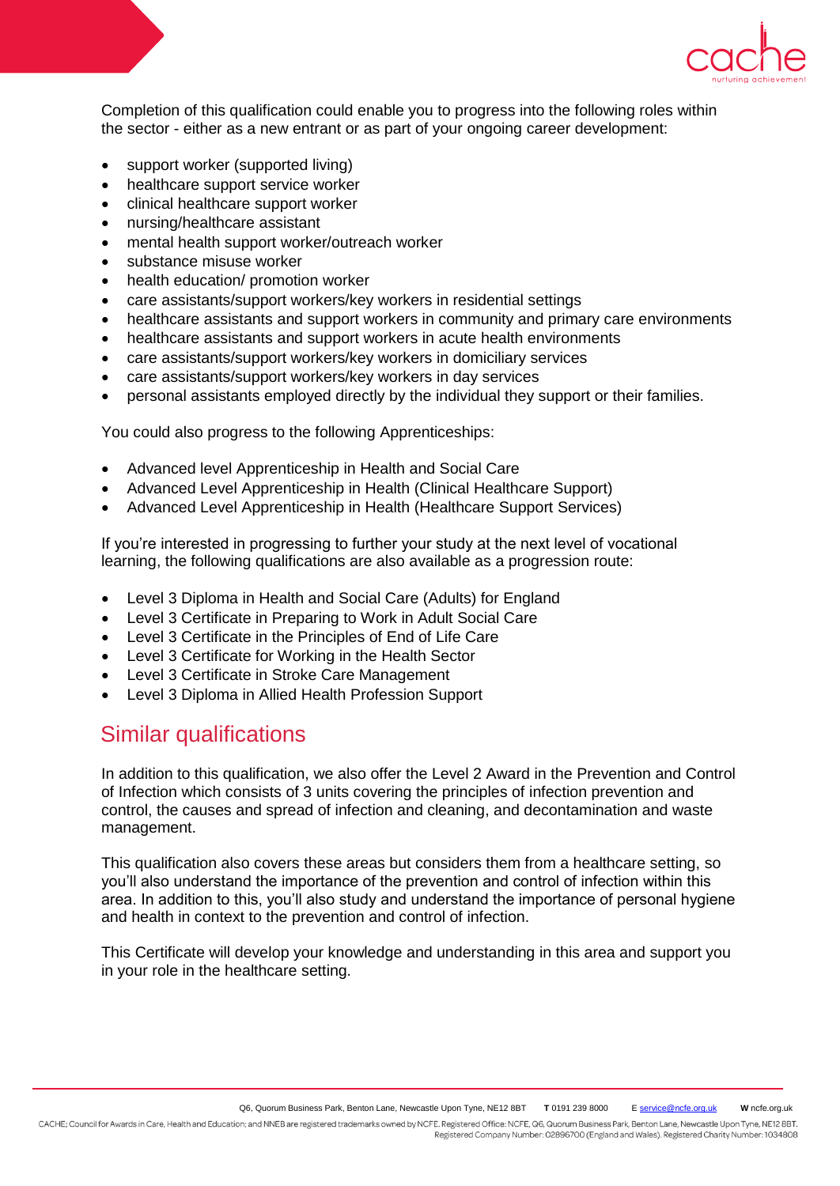Completion of this qualification could enable you to progress into the following roles within the sector - either as a new entrant or as part of your ongoing career development:

- support worker (supported living)
- healthcare support service worker
- clinical healthcare support worker
- nursing/healthcare assistant
- mental health support worker/outreach worker
- substance misuse worker
- health education/ promotion worker
- care assistants/support workers/key workers in residential settings
- healthcare assistants and support workers in community and primary care environments
- healthcare assistants and support workers in acute health environments
- care assistants/support workers/key workers in domiciliary services
- care assistants/support workers/key workers in day services
- personal assistants employed directly by the individual they support or their families.

You could also progress to the following Apprenticeships:

- Advanced level Apprenticeship in Health and Social Care
- Advanced Level Apprenticeship in Health (Clinical Healthcare Support)
- Advanced Level Apprenticeship in Health (Healthcare Support Services)

If you're interested in progressing to further your study at the next level of vocational learning, the following qualifications are also available as a progression route:

- Level 3 Diploma in Health and Social Care (Adults) for England
- Level 3 Certificate in Preparing to Work in Adult Social Care
- Level 3 Certificate in the Principles of End of Life Care
- Level 3 Certificate for Working in the Health Sector
- Level 3 Certificate in Stroke Care Management
- Level 3 Diploma in Allied Health Profession Support

## Similar qualifications

In addition to this qualification, we also offer the Level 2 Award in the Prevention and Control of Infection which consists of 3 units covering the principles of infection prevention and control, the causes and spread of infection and cleaning, and decontamination and waste management.

This qualification also covers these areas but considers them from a healthcare setting, so you'll also understand the importance of the prevention and control of infection within this area. In addition to this, you'll also study and understand the importance of personal hygiene and health in context to the prevention and control of infection.

This Certificate will develop your knowledge and understanding in this area and support you in your role in the healthcare setting.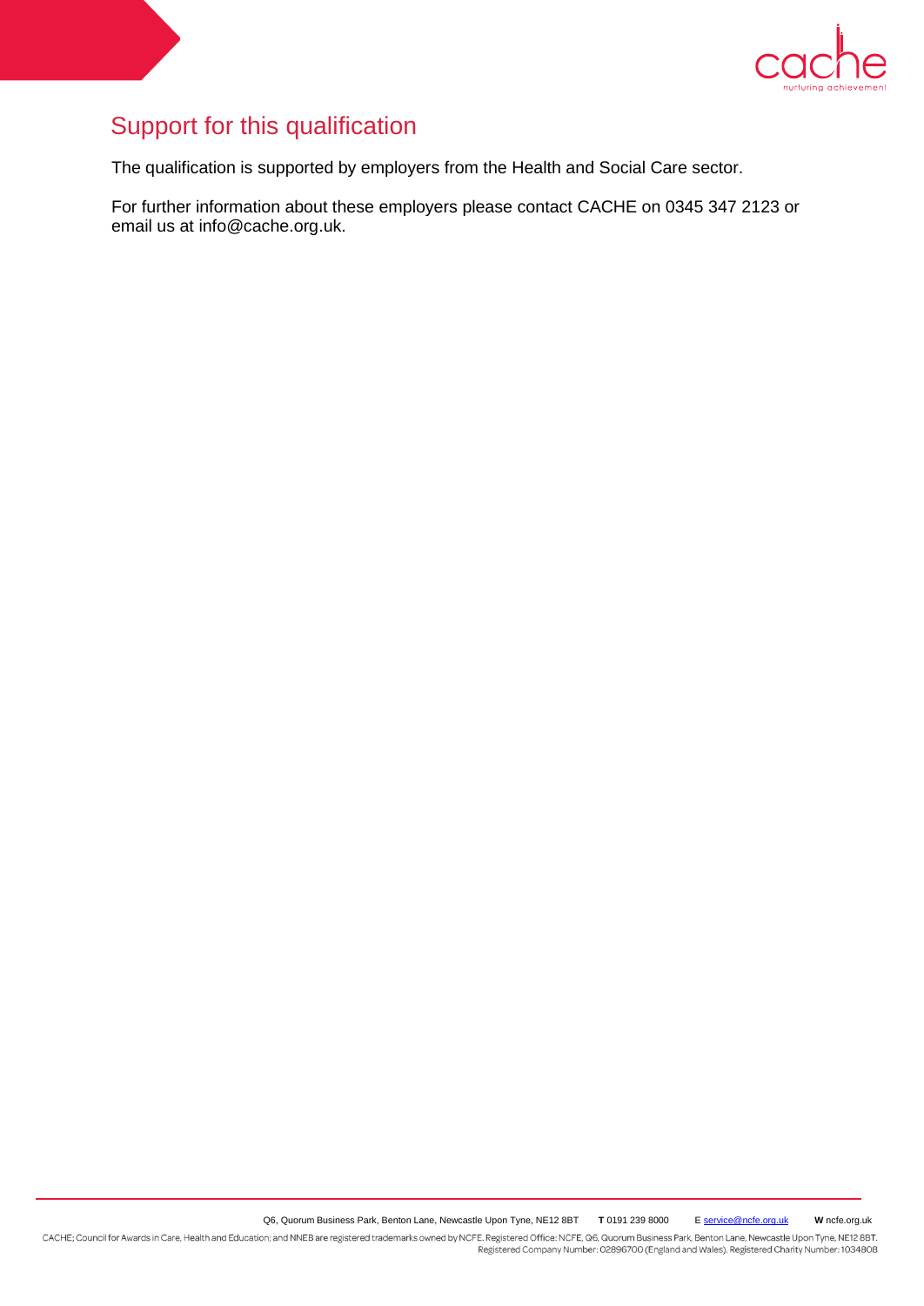## Support for this qualification

The qualification is supported by employers from the Health and Social Care sector.

For further information about these employers please contact CACHE on 0345 347 2123 or email us at info@cache.org.uk.